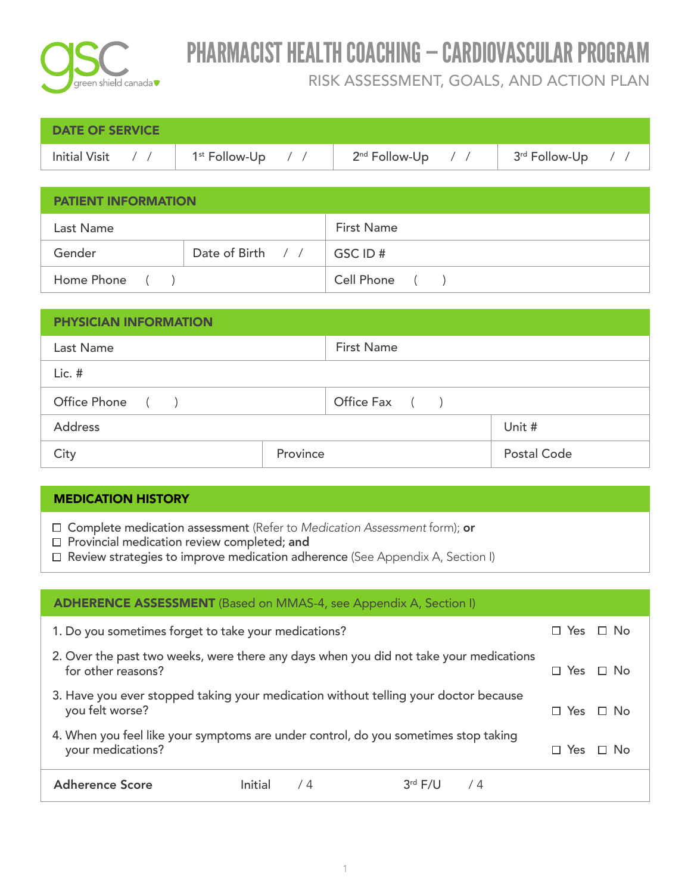green shield canada

# PHARMACIST HEALTH COACHING – CARDIOVASCULAR PROGRAM

## RISK ASSESSMENT, GOALS, AND ACTION PLAN

| DATE OF SERVICE | | | |
|---|---|---|---|
| Initial Visit / / | 1st Follow-Up / / | 2nd Follow-Up / / | 3rd Follow-Up / / |

| PATIENT INFORMATION | | |
|---|---|---|
| Last Name | | First Name |
| Gender | Date of Birth / / | GSC ID # |
| Home Phone ( ) | | Cell Phone ( ) |

| PHYSICIAN INFORMATION | | |
|---|---|---|
| Last Name | | First Name |
| Lic. # | | |
| Office Phone ( ) | Office Fax ( ) | |
| Address | | Unit # |
| City | Province | Postal Code |

## MEDICATION HISTORY

- ☐ Complete medication assessment (Refer to *Medication Assessment* form); **or**
- ☐ Provincial medication review completed; **and**
- ☐ Review strategies to improve medication adherence (See Appendix A, Section I)

## ADHERENCE ASSESSMENT (Based on MMAS-4, see Appendix A, Section I)

| Question | Yes | No |
|---|---|---|
| 1. Do you sometimes forget to take your medications? | ☐ Yes | ☐ No |
| 2. Over the past two weeks, were there any days when you did not take your medications for other reasons? | ☐ Yes | ☐ No |
| 3. Have you ever stopped taking your medication without telling your doctor because you felt worse? | ☐ Yes | ☐ No |
| 4. When you feel like your symptoms are under control, do you sometimes stop taking your medications? | ☐ Yes | ☐ No |

| Adherence Score | Initial / 4 | 3rd F/U / 4 |
|---|---|---|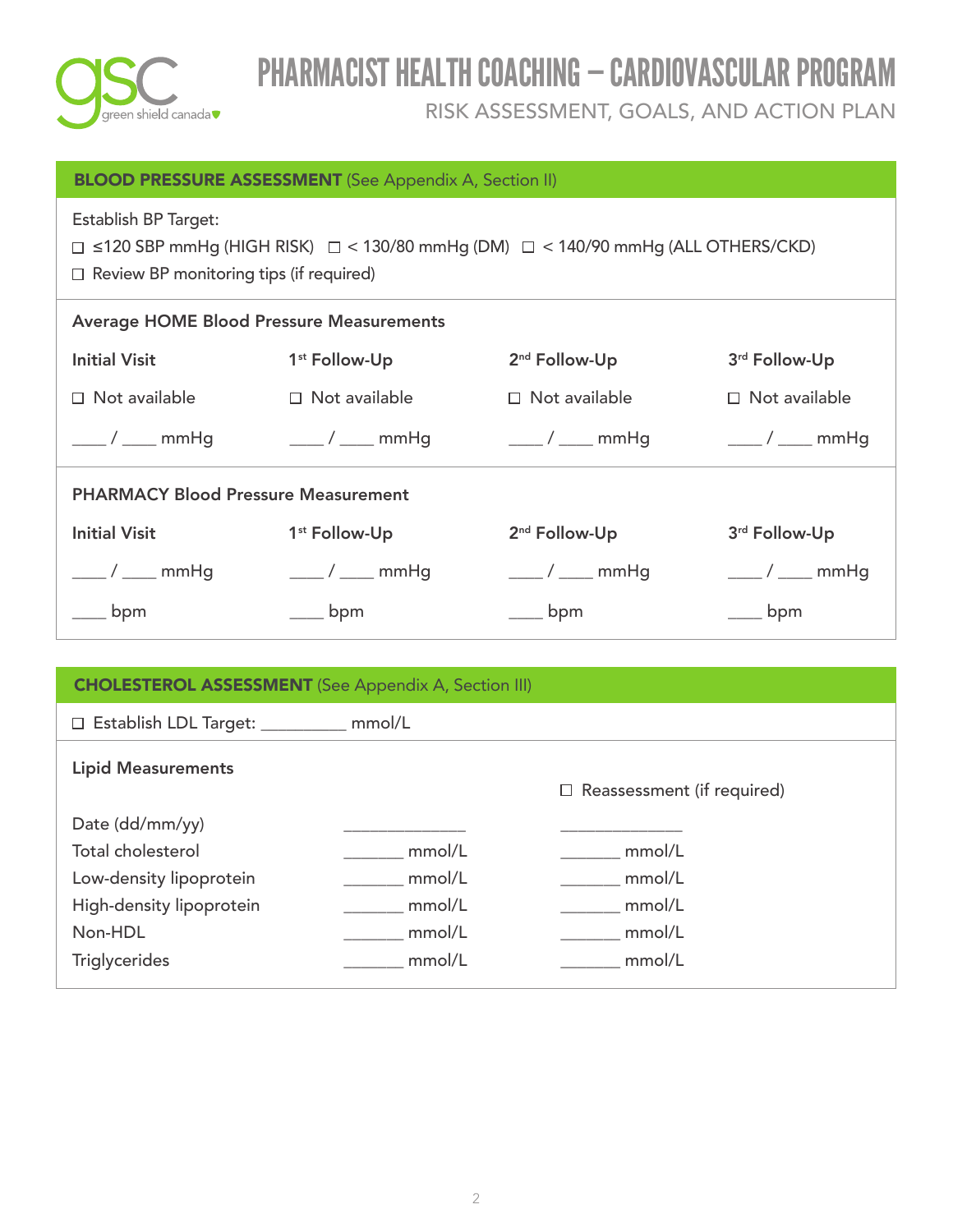# PHARMACIST HEALTH COACHING – CARDIOVASCULAR PROGRAM

## RISK ASSESSMENT, GOALS, AND ACTION PLAN

### BLOOD PRESSURE ASSESSMENT (See Appendix A, Section II)

Establish BP Target:

☐ ≤120 SBP mmHg (HIGH RISK) ☐ < 130/80 mmHg (DM) ☐ < 140/90 mmHg (ALL OTHERS/CKD)

☐ Review BP monitoring tips (if required)

**Average HOME Blood Pressure Measurements**

| Initial Visit | 1st Follow-Up | 2nd Follow-Up | 3rd Follow-Up |
|---|---|---|---|
| ☐ Not available | ☐ Not available | ☐ Not available | ☐ Not available |
| ____ / ____ mmHg | ____ / ____ mmHg | ____ / ____ mmHg | ____ / ____ mmHg |

**PHARMACY Blood Pressure Measurement**

| Initial Visit | 1st Follow-Up | 2nd Follow-Up | 3rd Follow-Up |
|---|---|---|---|
| ____ / ____ mmHg | ____ / ____ mmHg | ____ / ____ mmHg | ____ / ____ mmHg |
| ____ bpm | ____ bpm | ____ bpm | ____ bpm |

### CHOLESTEROL ASSESSMENT (See Appendix A, Section III)

☐ Establish LDL Target: __________ mmol/L

**Lipid Measurements**

| | | ☐ Reassessment (if required) |
|---|---|---|
| Date (dd/mm/yy) | ______________ | ______________ |
| Total cholesterol | _______ mmol/L | _______ mmol/L |
| Low-density lipoprotein | _______ mmol/L | _______ mmol/L |
| High-density lipoprotein | _______ mmol/L | _______ mmol/L |
| Non-HDL | _______ mmol/L | _______ mmol/L |
| Triglycerides | _______ mmol/L | _______ mmol/L |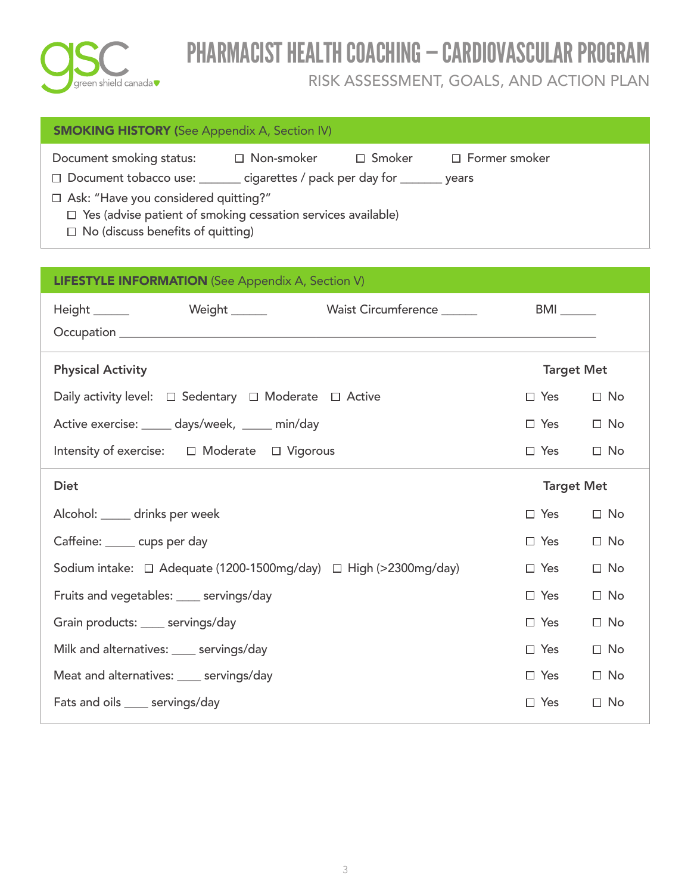# PHARMACIST HEALTH COACHING – CARDIOVASCULAR PROGRAM

## RISK ASSESSMENT, GOALS, AND ACTION PLAN

### SMOKING HISTORY (See Appendix A, Section IV)

Document smoking status: ☐ Non-smoker ☐ Smoker ☐ Former smoker

☐ Document tobacco use: _______ cigarettes / pack per day for _______ years

☐ Ask: "Have you considered quitting?"

- ☐ Yes (advise patient of smoking cessation services available)
- ☐ No (discuss benefits of quitting)

### LIFESTYLE INFORMATION (See Appendix A, Section V)

Height ______ Weight ______ Waist Circumference ______ BMI ______

Occupation ______________________________________________________________

| Physical Activity | Target Met | |
|---|---|---|
| Daily activity level: ☐ Sedentary ☐ Moderate ☐ Active | ☐ Yes | ☐ No |
| Active exercise: _____ days/week, _____ min/day | ☐ Yes | ☐ No |
| Intensity of exercise: ☐ Moderate ☐ Vigorous | ☐ Yes | ☐ No |

| Diet | Target Met | |
|---|---|---|
| Alcohol: _____ drinks per week | ☐ Yes | ☐ No |
| Caffeine: _____ cups per day | ☐ Yes | ☐ No |
| Sodium intake: ☐ Adequate (1200-1500mg/day) ☐ High (>2300mg/day) | ☐ Yes | ☐ No |
| Fruits and vegetables: ____ servings/day | ☐ Yes | ☐ No |
| Grain products: ____ servings/day | ☐ Yes | ☐ No |
| Milk and alternatives: ____ servings/day | ☐ Yes | ☐ No |
| Meat and alternatives: ____ servings/day | ☐ Yes | ☐ No |
| Fats and oils ____ servings/day | ☐ Yes | ☐ No |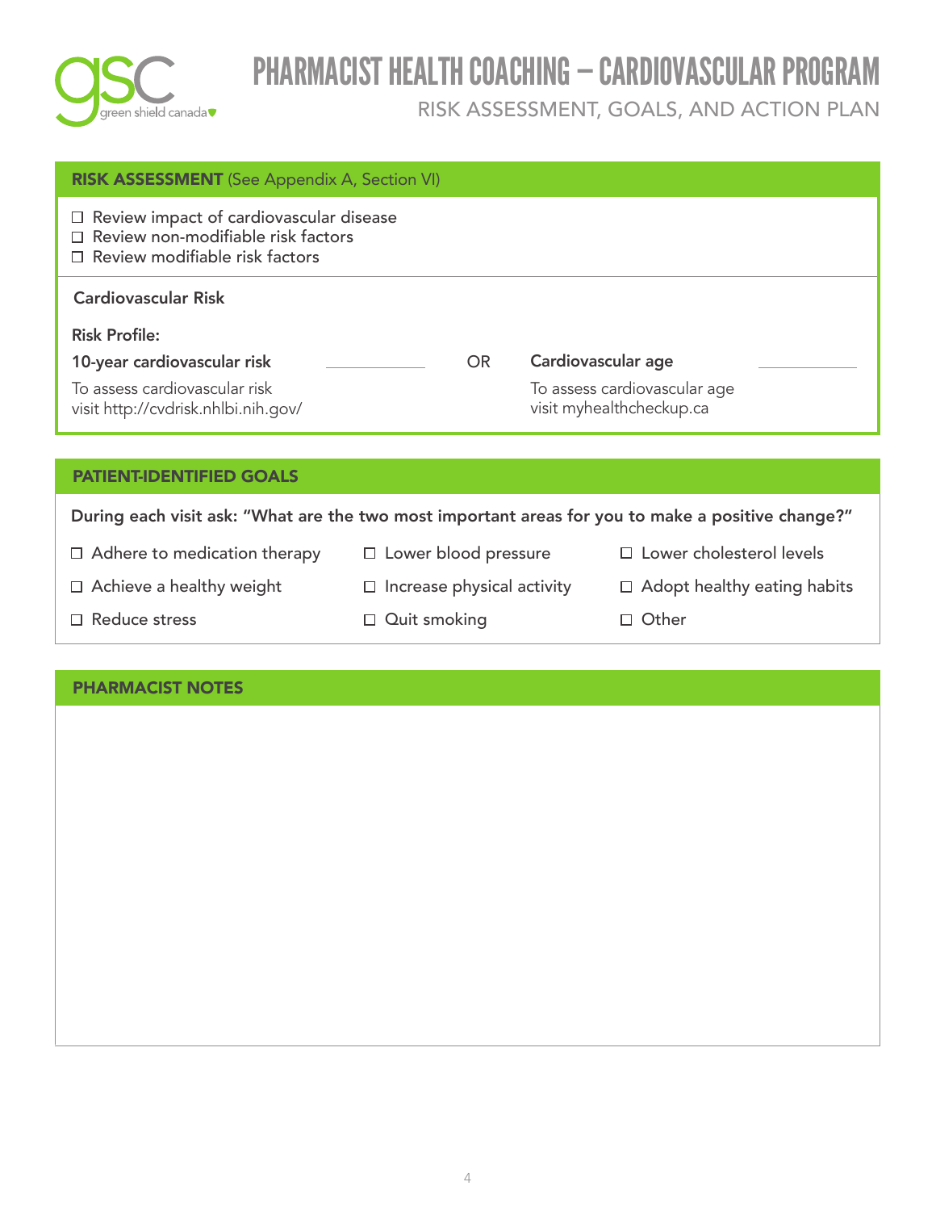# PHARMACIST HEALTH COACHING – CARDIOVASCULAR PROGRAM

## RISK ASSESSMENT, GOALS, AND ACTION PLAN

## RISK ASSESSMENT (See Appendix A, Section VI)

- ☐ Review impact of cardiovascular disease
- ☐ Review non-modifiable risk factors
- ☐ Review modifiable risk factors

**Cardiovascular Risk**

**Risk Profile:**

**10-year cardiovascular risk** ____________ OR **Cardiovascular age** ____________

To assess cardiovascular risk visit http://cvdrisk.nhlbi.nih.gov/

To assess cardiovascular age visit myhealthcheckup.ca

## PATIENT-IDENTIFIED GOALS

**During each visit ask: "What are the two most important areas for you to make a positive change?"**

- ☐ Adhere to medication therapy
- ☐ Lower blood pressure
- ☐ Lower cholesterol levels
- ☐ Achieve a healthy weight
- ☐ Increase physical activity
- ☐ Adopt healthy eating habits
- ☐ Reduce stress
- ☐ Quit smoking
- ☐ Other

## PHARMACIST NOTES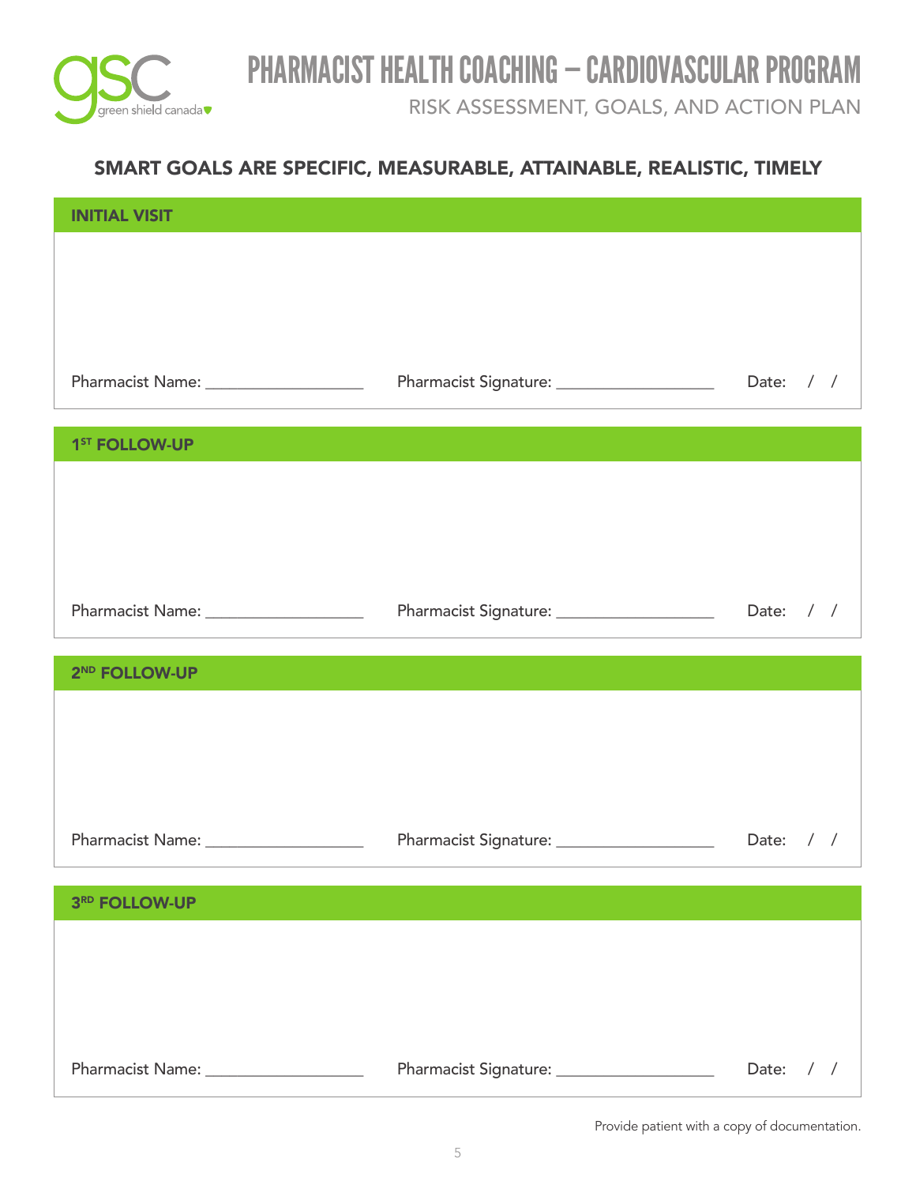# PHARMACIST HEALTH COACHING – CARDIOVASCULAR PROGRAM

RISK ASSESSMENT, GOALS, AND ACTION PLAN

## SMART GOALS ARE SPECIFIC, MEASURABLE, ATTAINABLE, REALISTIC, TIMELY

### INITIAL VISIT

Pharmacist Name: ________________ Pharmacist Signature: ________________ Date: / /

### 1ST FOLLOW-UP

Pharmacist Name: ________________ Pharmacist Signature: ________________ Date: / /

### 2ND FOLLOW-UP

Pharmacist Name: ________________ Pharmacist Signature: ________________ Date: / /

### 3RD FOLLOW-UP

Pharmacist Name: ________________ Pharmacist Signature: ________________ Date: / /

Provide patient with a copy of documentation.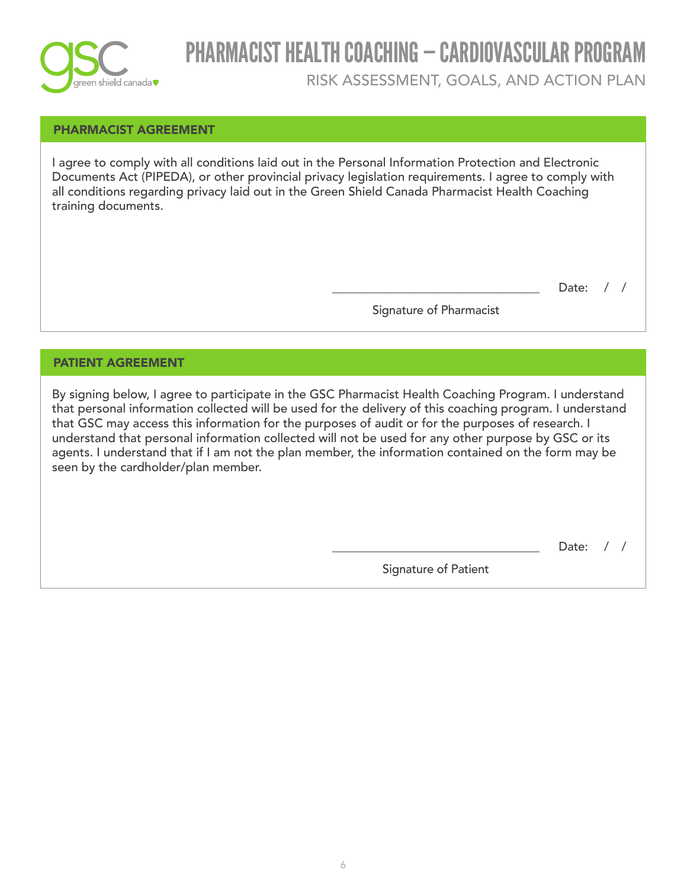# PHARMACIST HEALTH COACHING – CARDIOVASCULAR PROGRAM

## RISK ASSESSMENT, GOALS, AND ACTION PLAN

### PHARMACIST AGREEMENT

I agree to comply with all conditions laid out in the Personal Information Protection and Electronic Documents Act (PIPEDA), or other provincial privacy legislation requirements. I agree to comply with all conditions regarding privacy laid out in the Green Shield Canada Pharmacist Health Coaching training documents.

_______________________________ Date: / /

Signature of Pharmacist

### PATIENT AGREEMENT

By signing below, I agree to participate in the GSC Pharmacist Health Coaching Program. I understand that personal information collected will be used for the delivery of this coaching program. I understand that GSC may access this information for the purposes of audit or for the purposes of research. I understand that personal information collected will not be used for any other purpose by GSC or its agents. I understand that if I am not the plan member, the information contained on the form may be seen by the cardholder/plan member.

_______________________________ Date: / /

Signature of Patient